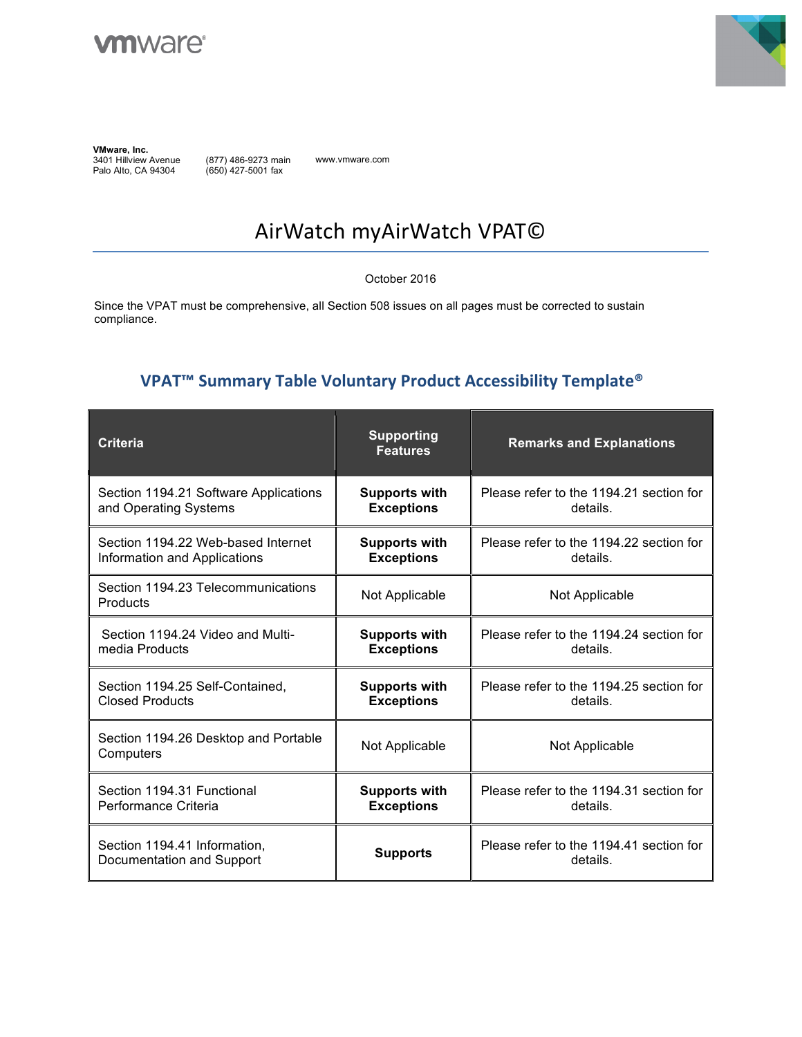**VMware, Inc.**
3401 Hillview Avenue
Palo Alto, CA 94304

(877) 486-9273 main
(650) 427-5001 fax

www.vmware.com

# AirWatch myAirWatch VPAT©

October 2016

Since the VPAT must be comprehensive, all Section 508 issues on all pages must be corrected to sustain compliance.

## VPAT™ Summary Table Voluntary Product Accessibility Template®

| Criteria | Supporting Features | Remarks and Explanations |
|---|---|---|
| Section 1194.21 Software Applications and Operating Systems | **Supports with Exceptions** | Please refer to the 1194.21 section for details. |
| Section 1194.22 Web-based Internet Information and Applications | **Supports with Exceptions** | Please refer to the 1194.22 section for details. |
| Section 1194.23 Telecommunications Products | Not Applicable | Not Applicable |
| Section 1194.24 Video and Multi-media Products | **Supports with Exceptions** | Please refer to the 1194.24 section for details. |
| Section 1194.25 Self-Contained, Closed Products | **Supports with Exceptions** | Please refer to the 1194.25 section for details. |
| Section 1194.26 Desktop and Portable Computers | Not Applicable | Not Applicable |
| Section 1194.31 Functional Performance Criteria | **Supports with Exceptions** | Please refer to the 1194.31 section for details. |
| Section 1194.41 Information, Documentation and Support | **Supports** | Please refer to the 1194.41 section for details. |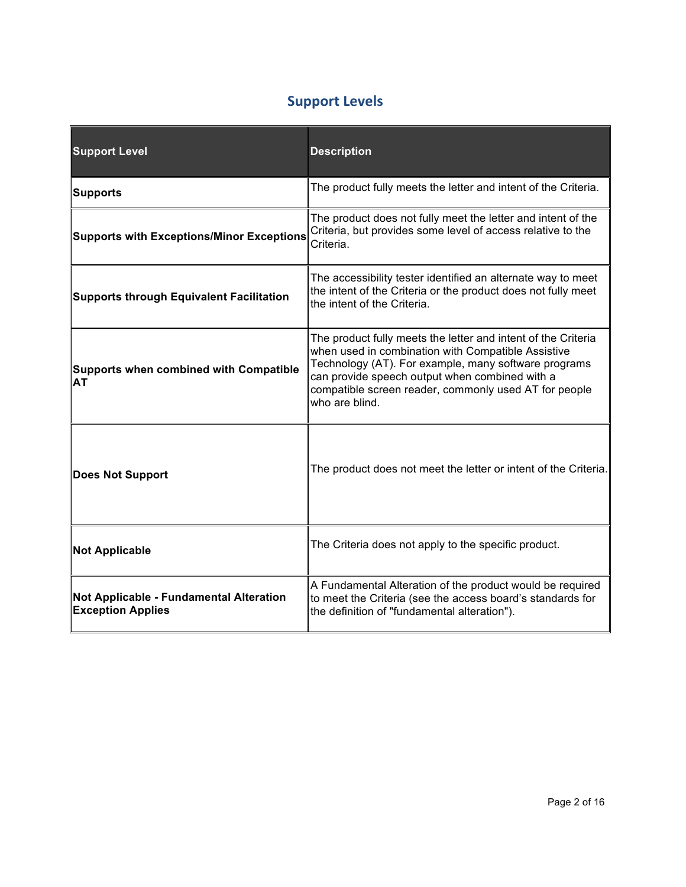## Support Levels

| Support Level | Description |
|---|---|
| **Supports** | The product fully meets the letter and intent of the Criteria. |
| **Supports with Exceptions/Minor Exceptions** | The product does not fully meet the letter and intent of the Criteria, but provides some level of access relative to the Criteria. |
| **Supports through Equivalent Facilitation** | The accessibility tester identified an alternate way to meet the intent of the Criteria or the product does not fully meet the intent of the Criteria. |
| **Supports when combined with Compatible AT** | The product fully meets the letter and intent of the Criteria when used in combination with Compatible Assistive Technology (AT). For example, many software programs can provide speech output when combined with a compatible screen reader, commonly used AT for people who are blind. |
| **Does Not Support** | The product does not meet the letter or intent of the Criteria. |
| **Not Applicable** | The Criteria does not apply to the specific product. |
| **Not Applicable - Fundamental Alteration Exception Applies** | A Fundamental Alteration of the product would be required to meet the Criteria (see the access board's standards for the definition of "fundamental alteration"). |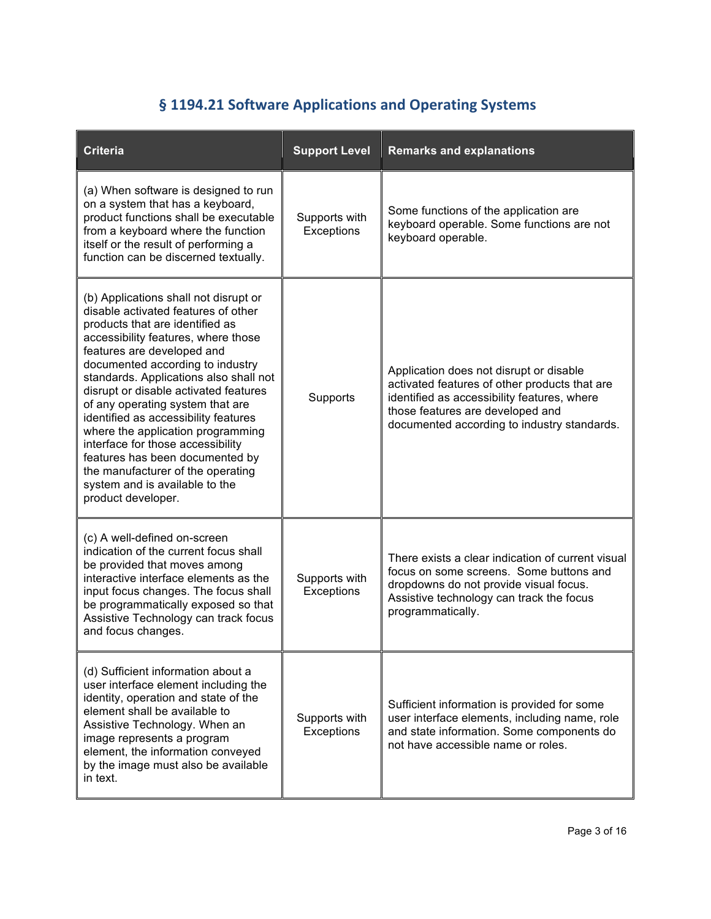## § 1194.21 Software Applications and Operating Systems

| Criteria | Support Level | Remarks and explanations |
|---|---|---|
| (a) When software is designed to run on a system that has a keyboard, product functions shall be executable from a keyboard where the function itself or the result of performing a function can be discerned textually. | Supports with Exceptions | Some functions of the application are keyboard operable. Some functions are not keyboard operable. |
| (b) Applications shall not disrupt or disable activated features of other products that are identified as accessibility features, where those features are developed and documented according to industry standards. Applications also shall not disrupt or disable activated features of any operating system that are identified as accessibility features where the application programming interface for those accessibility features has been documented by the manufacturer of the operating system and is available to the product developer. | Supports | Application does not disrupt or disable activated features of other products that are identified as accessibility features, where those features are developed and documented according to industry standards. |
| (c) A well-defined on-screen indication of the current focus shall be provided that moves among interactive interface elements as the input focus changes. The focus shall be programmatically exposed so that Assistive Technology can track focus and focus changes. | Supports with Exceptions | There exists a clear indication of current visual focus on some screens. Some buttons and dropdowns do not provide visual focus. Assistive technology can track the focus programmatically. |
| (d) Sufficient information about a user interface element including the identity, operation and state of the element shall be available to Assistive Technology. When an image represents a program element, the information conveyed by the image must also be available in text. | Supports with Exceptions | Sufficient information is provided for some user interface elements, including name, role and state information. Some components do not have accessible name or roles. |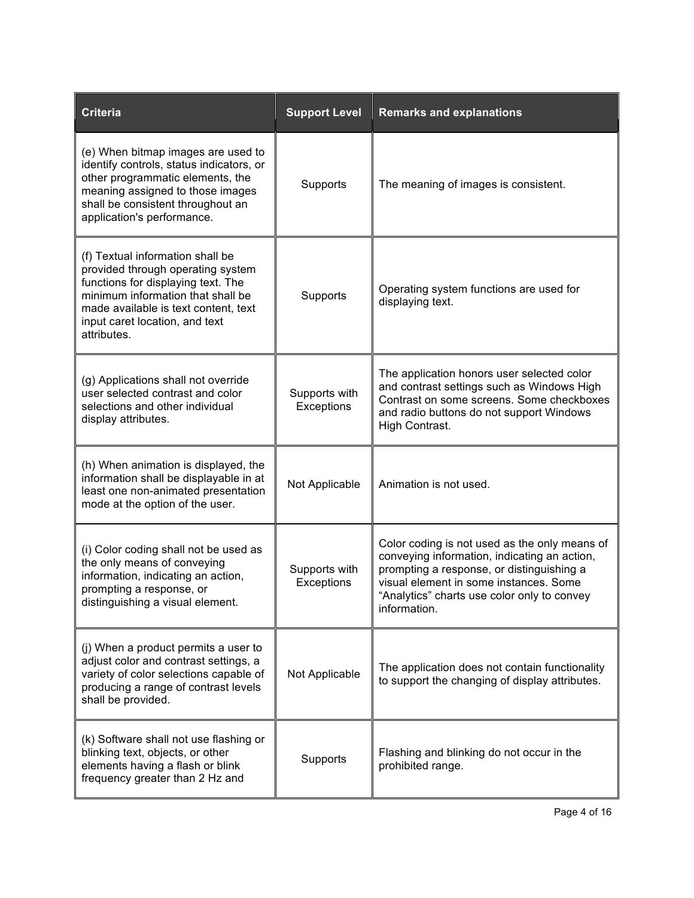| Criteria | Support Level | Remarks and explanations |
| --- | --- | --- |
| (e) When bitmap images are used to identify controls, status indicators, or other programmatic elements, the meaning assigned to those images shall be consistent throughout an application's performance. | Supports | The meaning of images is consistent. |
| (f) Textual information shall be provided through operating system functions for displaying text. The minimum information that shall be made available is text content, text input caret location, and text attributes. | Supports | Operating system functions are used for displaying text. |
| (g) Applications shall not override user selected contrast and color selections and other individual display attributes. | Supports with Exceptions | The application honors user selected color and contrast settings such as Windows High Contrast on some screens. Some checkboxes and radio buttons do not support Windows High Contrast. |
| (h) When animation is displayed, the information shall be displayable in at least one non-animated presentation mode at the option of the user. | Not Applicable | Animation is not used. |
| (i) Color coding shall not be used as the only means of conveying information, indicating an action, prompting a response, or distinguishing a visual element. | Supports with Exceptions | Color coding is not used as the only means of conveying information, indicating an action, prompting a response, or distinguishing a visual element in some instances. Some "Analytics" charts use color only to convey information. |
| (j) When a product permits a user to adjust color and contrast settings, a variety of color selections capable of producing a range of contrast levels shall be provided. | Not Applicable | The application does not contain functionality to support the changing of display attributes. |
| (k) Software shall not use flashing or blinking text, objects, or other elements having a flash or blink frequency greater than 2 Hz and | Supports | Flashing and blinking do not occur in the prohibited range. |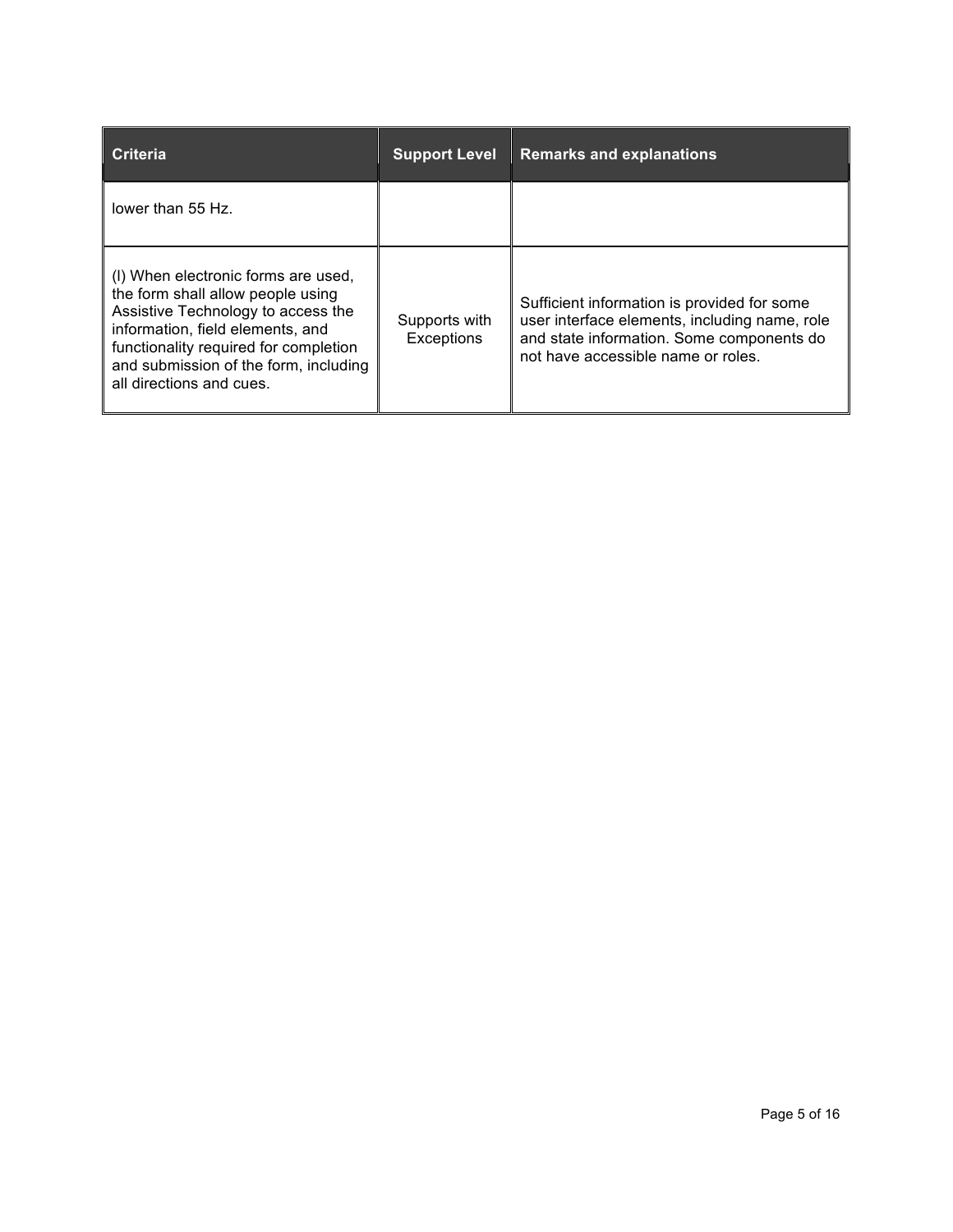| Criteria | Support Level | Remarks and explanations |
| --- | --- | --- |
| lower than 55 Hz. | | |
| (l) When electronic forms are used, the form shall allow people using Assistive Technology to access the information, field elements, and functionality required for completion and submission of the form, including all directions and cues. | Supports with Exceptions | Sufficient information is provided for some user interface elements, including name, role and state information. Some components do not have accessible name or roles. |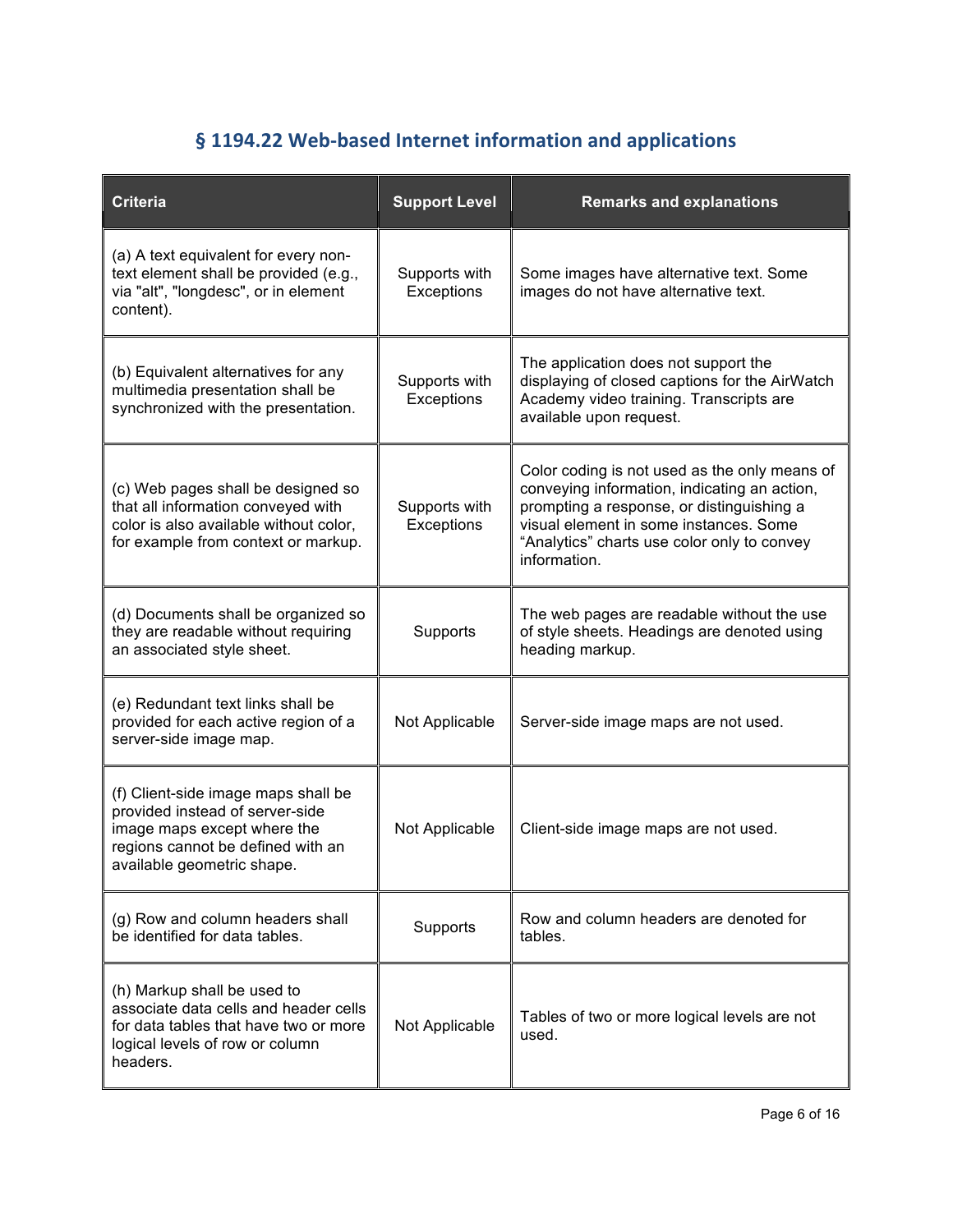## § 1194.22 Web-based Internet information and applications

| Criteria | Support Level | Remarks and explanations |
|---|---|---|
| (a) A text equivalent for every non-text element shall be provided (e.g., via "alt", "longdesc", or in element content). | Supports with Exceptions | Some images have alternative text. Some images do not have alternative text. |
| (b) Equivalent alternatives for any multimedia presentation shall be synchronized with the presentation. | Supports with Exceptions | The application does not support the displaying of closed captions for the AirWatch Academy video training. Transcripts are available upon request. |
| (c) Web pages shall be designed so that all information conveyed with color is also available without color, for example from context or markup. | Supports with Exceptions | Color coding is not used as the only means of conveying information, indicating an action, prompting a response, or distinguishing a visual element in some instances. Some "Analytics" charts use color only to convey information. |
| (d) Documents shall be organized so they are readable without requiring an associated style sheet. | Supports | The web pages are readable without the use of style sheets. Headings are denoted using heading markup. |
| (e) Redundant text links shall be provided for each active region of a server-side image map. | Not Applicable | Server-side image maps are not used. |
| (f) Client-side image maps shall be provided instead of server-side image maps except where the regions cannot be defined with an available geometric shape. | Not Applicable | Client-side image maps are not used. |
| (g) Row and column headers shall be identified for data tables. | Supports | Row and column headers are denoted for tables. |
| (h) Markup shall be used to associate data cells and header cells for data tables that have two or more logical levels of row or column headers. | Not Applicable | Tables of two or more logical levels are not used. |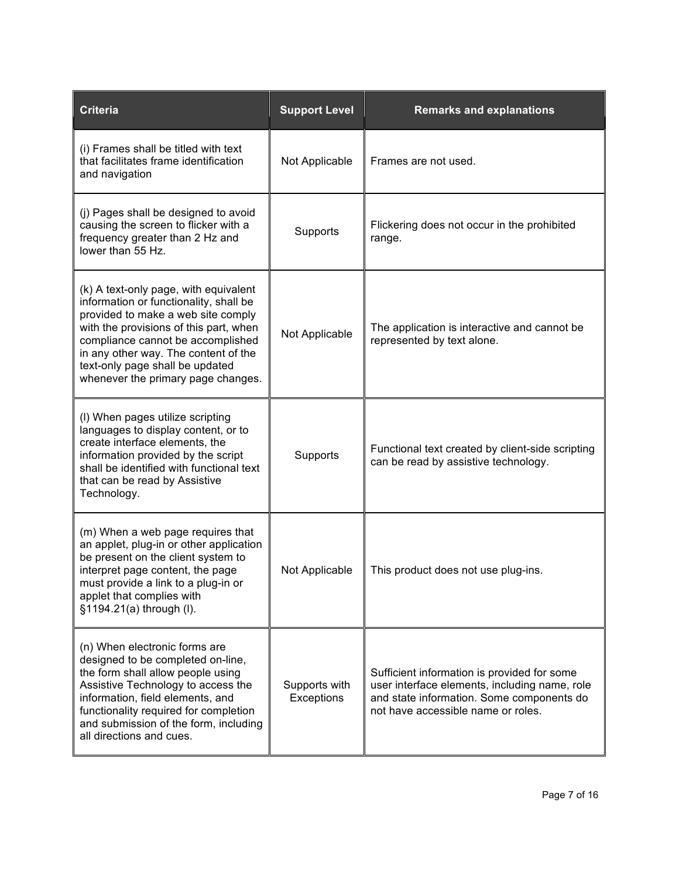| Criteria | Support Level | Remarks and explanations |
| --- | --- | --- |
| (i) Frames shall be titled with text that facilitates frame identification and navigation | Not Applicable | Frames are not used. |
| (j) Pages shall be designed to avoid causing the screen to flicker with a frequency greater than 2 Hz and lower than 55 Hz. | Supports | Flickering does not occur in the prohibited range. |
| (k) A text-only page, with equivalent information or functionality, shall be provided to make a web site comply with the provisions of this part, when compliance cannot be accomplished in any other way. The content of the text-only page shall be updated whenever the primary page changes. | Not Applicable | The application is interactive and cannot be represented by text alone. |
| (l) When pages utilize scripting languages to display content, or to create interface elements, the information provided by the script shall be identified with functional text that can be read by Assistive Technology. | Supports | Functional text created by client-side scripting can be read by assistive technology. |
| (m) When a web page requires that an applet, plug-in or other application be present on the client system to interpret page content, the page must provide a link to a plug-in or applet that complies with §1194.21(a) through (l). | Not Applicable | This product does not use plug-ins. |
| (n) When electronic forms are designed to be completed on-line, the form shall allow people using Assistive Technology to access the information, field elements, and functionality required for completion and submission of the form, including all directions and cues. | Supports with Exceptions | Sufficient information is provided for some user interface elements, including name, role and state information. Some components do not have accessible name or roles. |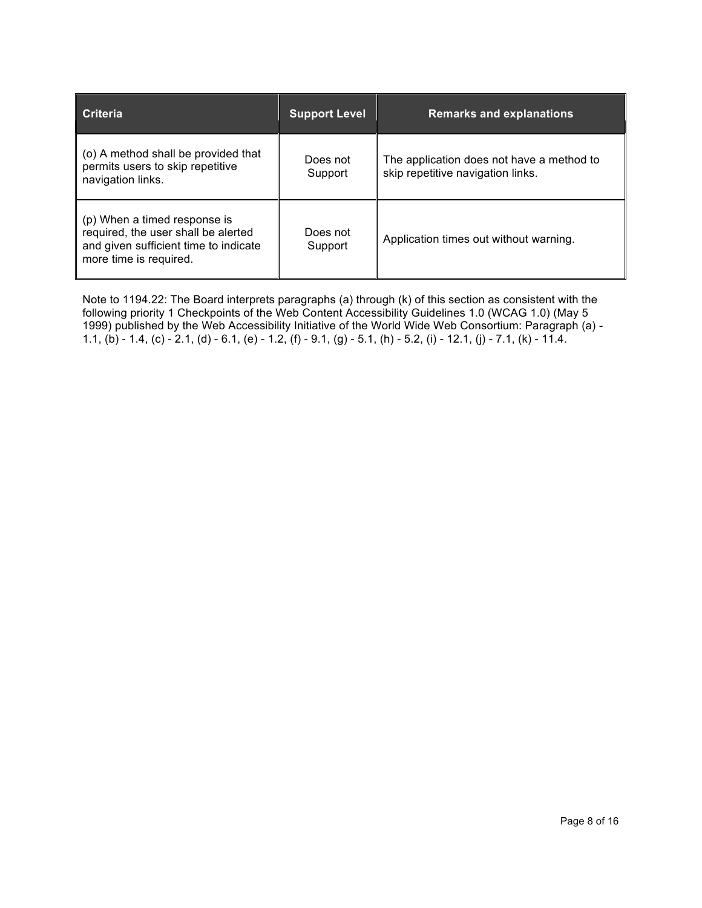| Criteria | Support Level | Remarks and explanations |
|---|---|---|
| (o) A method shall be provided that permits users to skip repetitive navigation links. | Does not Support | The application does not have a method to skip repetitive navigation links. |
| (p) When a timed response is required, the user shall be alerted and given sufficient time to indicate more time is required. | Does not Support | Application times out without warning. |

Note to 1194.22: The Board interprets paragraphs (a) through (k) of this section as consistent with the following priority 1 Checkpoints of the Web Content Accessibility Guidelines 1.0 (WCAG 1.0) (May 5 1999) published by the Web Accessibility Initiative of the World Wide Web Consortium: Paragraph (a) - 1.1, (b) - 1.4, (c) - 2.1, (d) - 6.1, (e) - 1.2, (f) - 9.1, (g) - 5.1, (h) - 5.2, (i) - 12.1, (j) - 7.1, (k) - 11.4.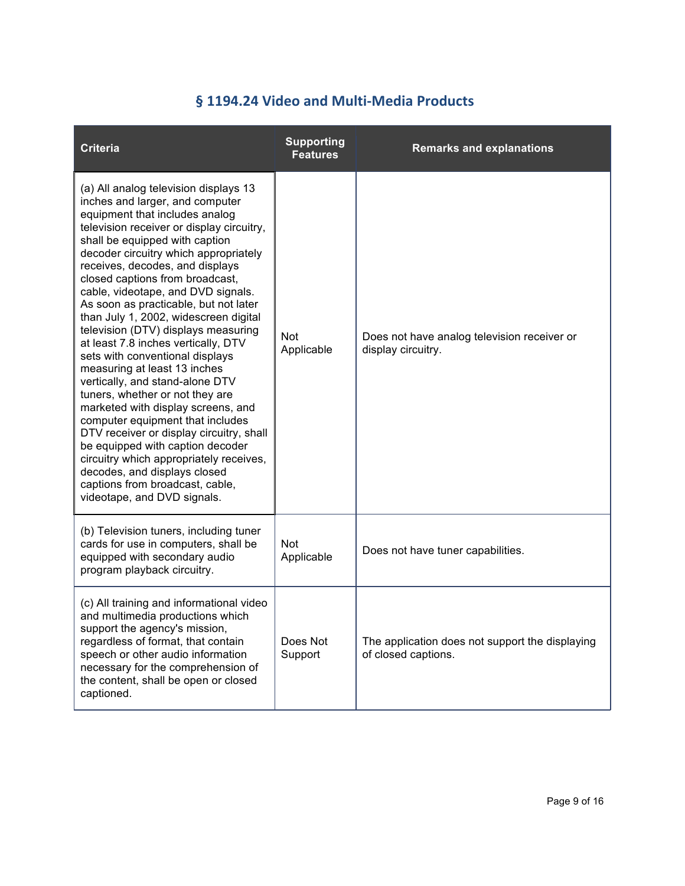## § 1194.24 Video and Multi-Media Products

| Criteria | Supporting Features | Remarks and explanations |
|---|---|---|
| (a) All analog television displays 13 inches and larger, and computer equipment that includes analog television receiver or display circuitry, shall be equipped with caption decoder circuitry which appropriately receives, decodes, and displays closed captions from broadcast, cable, videotape, and DVD signals. As soon as practicable, but not later than July 1, 2002, widescreen digital television (DTV) displays measuring at least 7.8 inches vertically, DTV sets with conventional displays measuring at least 13 inches vertically, and stand-alone DTV tuners, whether or not they are marketed with display screens, and computer equipment that includes DTV receiver or display circuitry, shall be equipped with caption decoder circuitry which appropriately receives, decodes, and displays closed captions from broadcast, cable, videotape, and DVD signals. | Not Applicable | Does not have analog television receiver or display circuitry. |
| (b) Television tuners, including tuner cards for use in computers, shall be equipped with secondary audio program playback circuitry. | Not Applicable | Does not have tuner capabilities. |
| (c) All training and informational video and multimedia productions which support the agency's mission, regardless of format, that contain speech or other audio information necessary for the comprehension of the content, shall be open or closed captioned. | Does Not Support | The application does not support the displaying of closed captions. |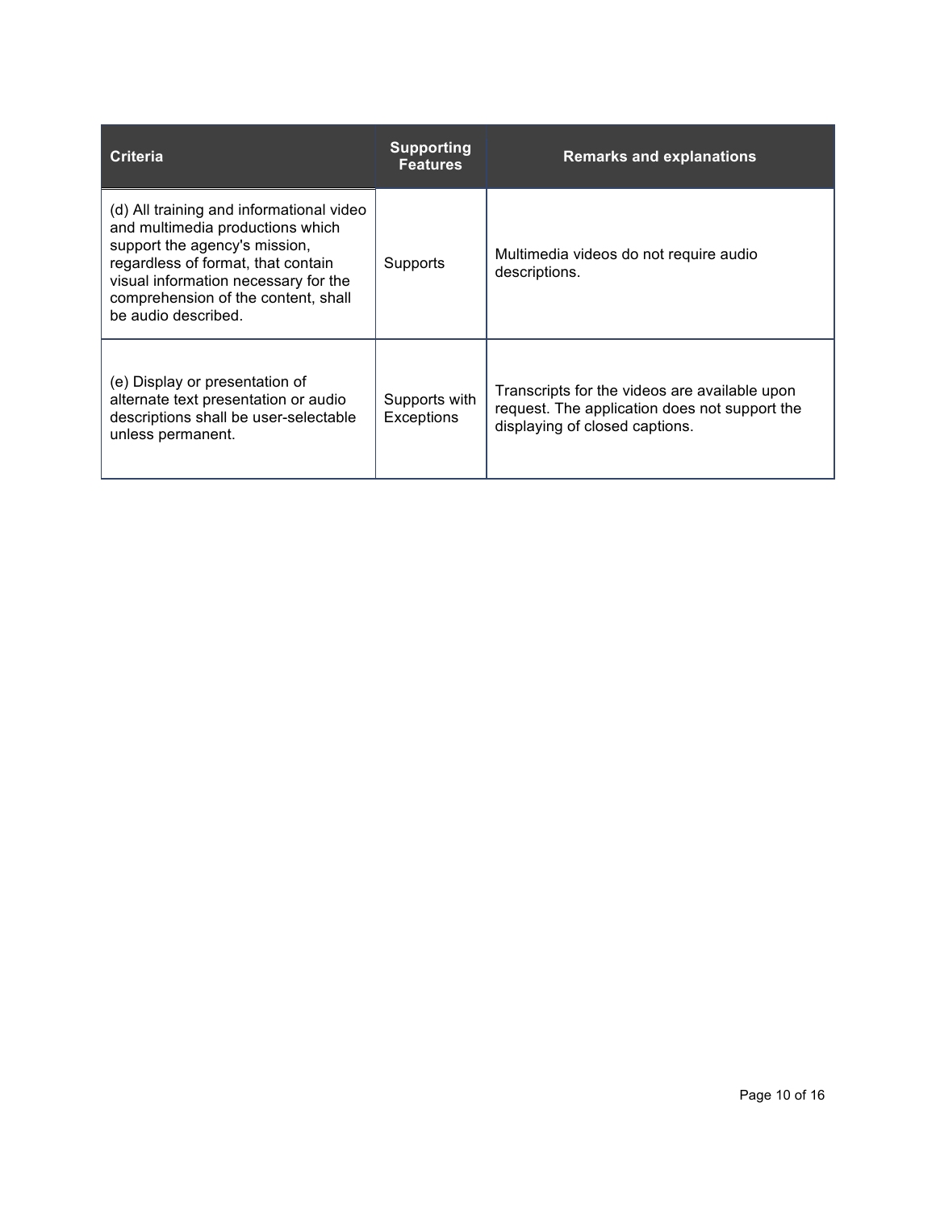| Criteria | Supporting Features | Remarks and explanations |
| --- | --- | --- |
| (d) All training and informational video and multimedia productions which support the agency's mission, regardless of format, that contain visual information necessary for the comprehension of the content, shall be audio described. | Supports | Multimedia videos do not require audio descriptions. |
| (e) Display or presentation of alternate text presentation or audio descriptions shall be user-selectable unless permanent. | Supports with Exceptions | Transcripts for the videos are available upon request. The application does not support the displaying of closed captions. |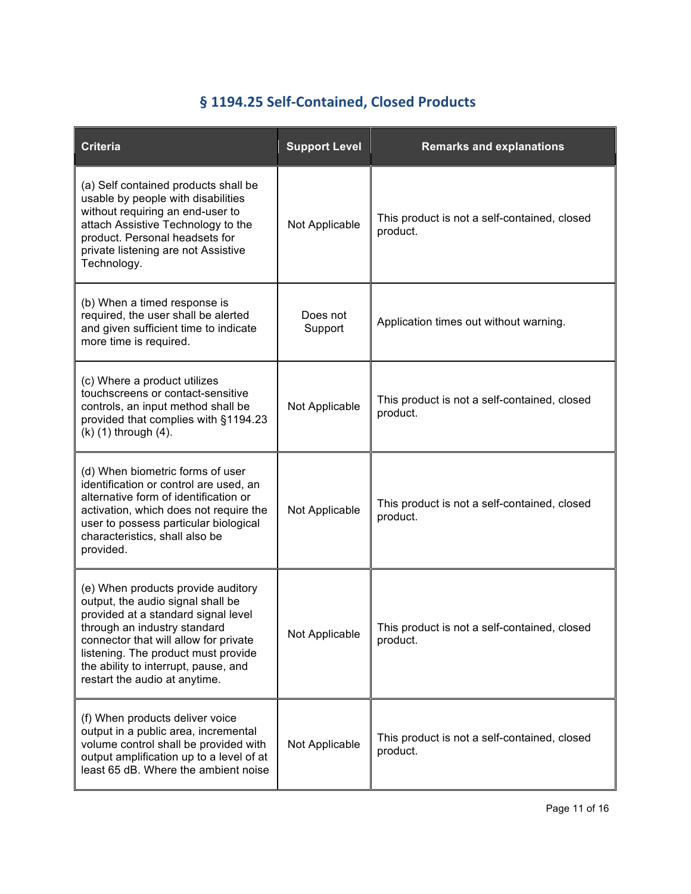## § 1194.25 Self-Contained, Closed Products

| Criteria | Support Level | Remarks and explanations |
| --- | --- | --- |
| (a) Self contained products shall be usable by people with disabilities without requiring an end-user to attach Assistive Technology to the product. Personal headsets for private listening are not Assistive Technology. | Not Applicable | This product is not a self-contained, closed product. |
| (b) When a timed response is required, the user shall be alerted and given sufficient time to indicate more time is required. | Does not Support | Application times out without warning. |
| (c) Where a product utilizes touchscreens or contact-sensitive controls, an input method shall be provided that complies with §1194.23 (k) (1) through (4). | Not Applicable | This product is not a self-contained, closed product. |
| (d) When biometric forms of user identification or control are used, an alternative form of identification or activation, which does not require the user to possess particular biological characteristics, shall also be provided. | Not Applicable | This product is not a self-contained, closed product. |
| (e) When products provide auditory output, the audio signal shall be provided at a standard signal level through an industry standard connector that will allow for private listening. The product must provide the ability to interrupt, pause, and restart the audio at anytime. | Not Applicable | This product is not a self-contained, closed product. |
| (f) When products deliver voice output in a public area, incremental volume control shall be provided with output amplification up to a level of at least 65 dB. Where the ambient noise | Not Applicable | This product is not a self-contained, closed product. |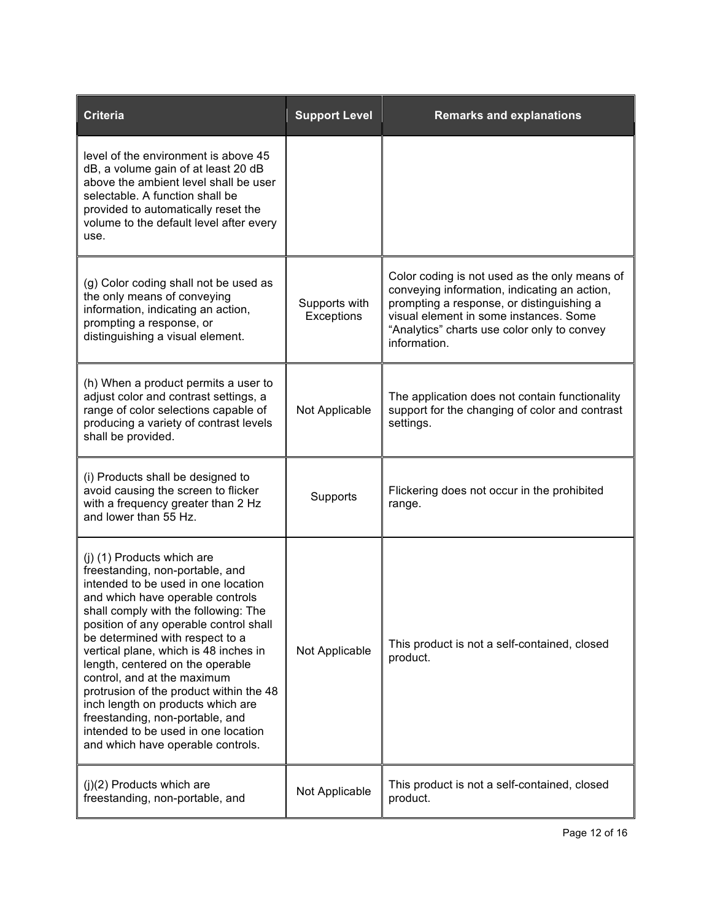| Criteria | Support Level | Remarks and explanations |
| --- | --- | --- |
| level of the environment is above 45 dB, a volume gain of at least 20 dB above the ambient level shall be user selectable. A function shall be provided to automatically reset the volume to the default level after every use. | | |
| (g) Color coding shall not be used as the only means of conveying information, indicating an action, prompting a response, or distinguishing a visual element. | Supports with Exceptions | Color coding is not used as the only means of conveying information, indicating an action, prompting a response, or distinguishing a visual element in some instances. Some "Analytics" charts use color only to convey information. |
| (h) When a product permits a user to adjust color and contrast settings, a range of color selections capable of producing a variety of contrast levels shall be provided. | Not Applicable | The application does not contain functionality support for the changing of color and contrast settings. |
| (i) Products shall be designed to avoid causing the screen to flicker with a frequency greater than 2 Hz and lower than 55 Hz. | Supports | Flickering does not occur in the prohibited range. |
| (j) (1) Products which are freestanding, non-portable, and intended to be used in one location and which have operable controls shall comply with the following: The position of any operable control shall be determined with respect to a vertical plane, which is 48 inches in length, centered on the operable control, and at the maximum protrusion of the product within the 48 inch length on products which are freestanding, non-portable, and intended to be used in one location and which have operable controls. | Not Applicable | This product is not a self-contained, closed product. |
| (j)(2) Products which are freestanding, non-portable, and | Not Applicable | This product is not a self-contained, closed product. |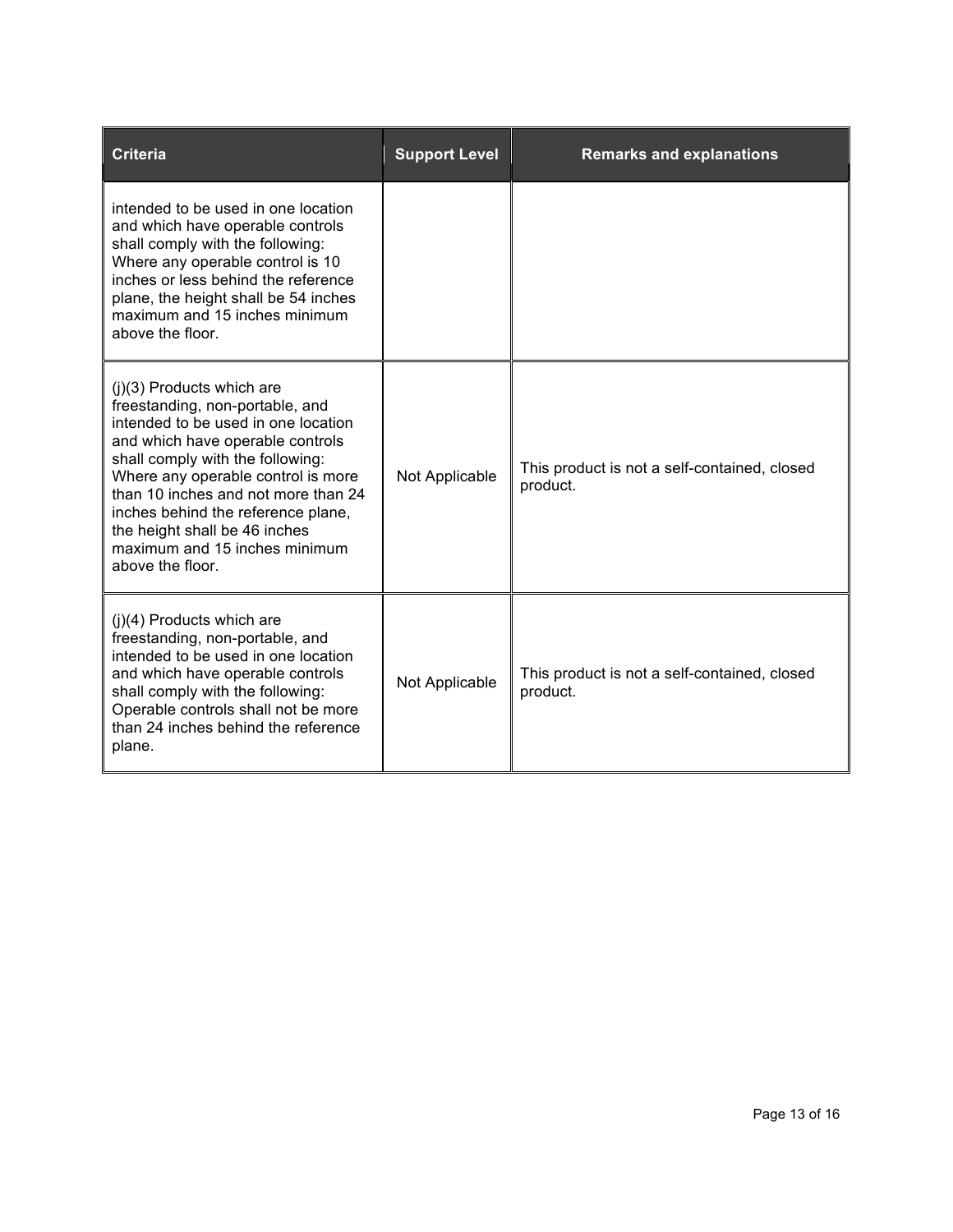| Criteria | Support Level | Remarks and explanations |
| --- | --- | --- |
| intended to be used in one location and which have operable controls shall comply with the following: Where any operable control is 10 inches or less behind the reference plane, the height shall be 54 inches maximum and 15 inches minimum above the floor. | | |
| (j)(3) Products which are freestanding, non-portable, and intended to be used in one location and which have operable controls shall comply with the following: Where any operable control is more than 10 inches and not more than 24 inches behind the reference plane, the height shall be 46 inches maximum and 15 inches minimum above the floor. | Not Applicable | This product is not a self-contained, closed product. |
| (j)(4) Products which are freestanding, non-portable, and intended to be used in one location and which have operable controls shall comply with the following: Operable controls shall not be more than 24 inches behind the reference plane. | Not Applicable | This product is not a self-contained, closed product. |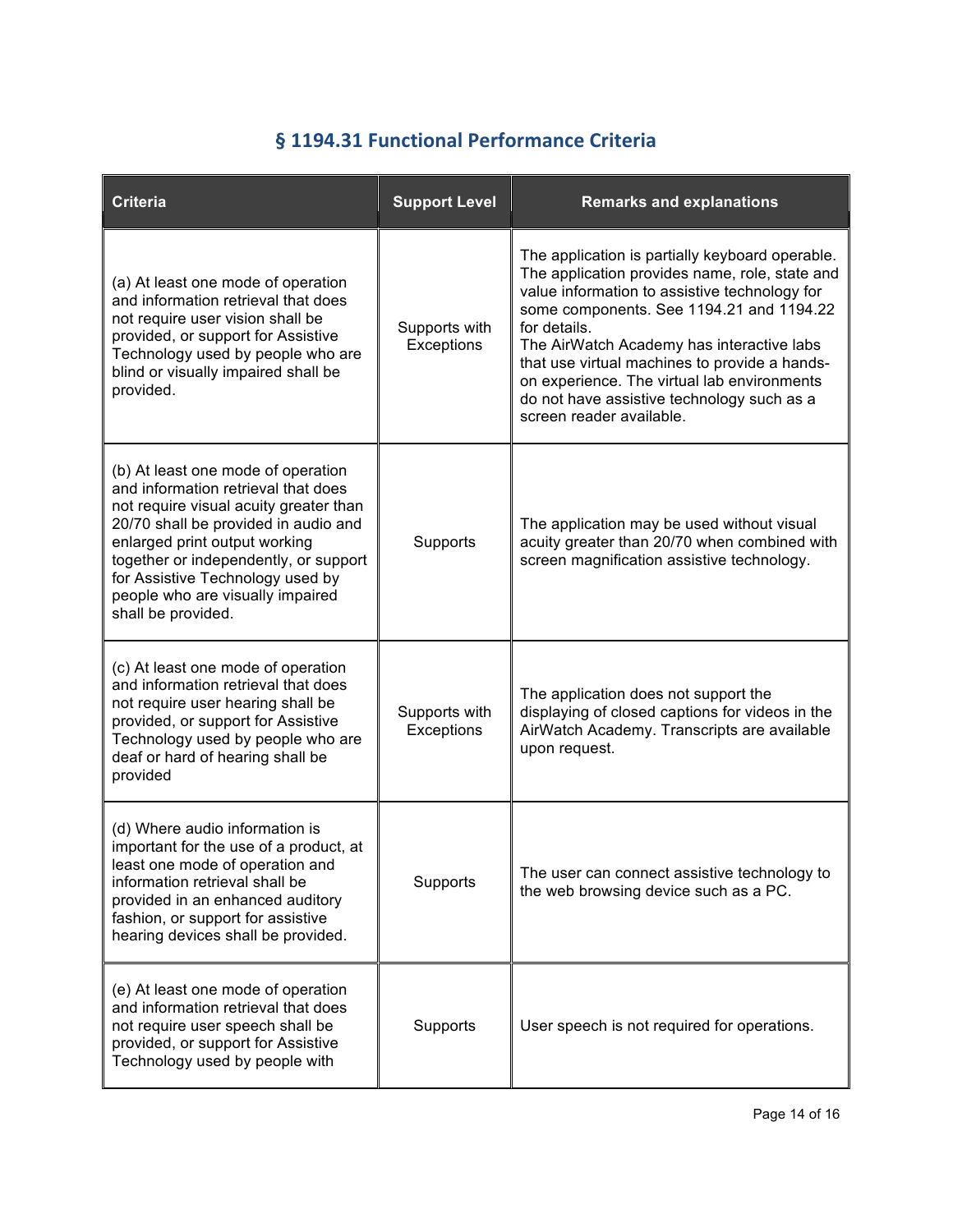## § 1194.31 Functional Performance Criteria

| Criteria | Support Level | Remarks and explanations |
|---|---|---|
| (a) At least one mode of operation and information retrieval that does not require user vision shall be provided, or support for Assistive Technology used by people who are blind or visually impaired shall be provided. | Supports with Exceptions | The application is partially keyboard operable. The application provides name, role, state and value information to assistive technology for some components. See 1194.21 and 1194.22 for details.<br>The AirWatch Academy has interactive labs that use virtual machines to provide a hands-on experience. The virtual lab environments do not have assistive technology such as a screen reader available. |
| (b) At least one mode of operation and information retrieval that does not require visual acuity greater than 20/70 shall be provided in audio and enlarged print output working together or independently, or support for Assistive Technology used by people who are visually impaired shall be provided. | Supports | The application may be used without visual acuity greater than 20/70 when combined with screen magnification assistive technology. |
| (c) At least one mode of operation and information retrieval that does not require user hearing shall be provided, or support for Assistive Technology used by people who are deaf or hard of hearing shall be provided | Supports with Exceptions | The application does not support the displaying of closed captions for videos in the AirWatch Academy. Transcripts are available upon request. |
| (d) Where audio information is important for the use of a product, at least one mode of operation and information retrieval shall be provided in an enhanced auditory fashion, or support for assistive hearing devices shall be provided. | Supports | The user can connect assistive technology to the web browsing device such as a PC. |
| (e) At least one mode of operation and information retrieval that does not require user speech shall be provided, or support for Assistive Technology used by people with | Supports | User speech is not required for operations. |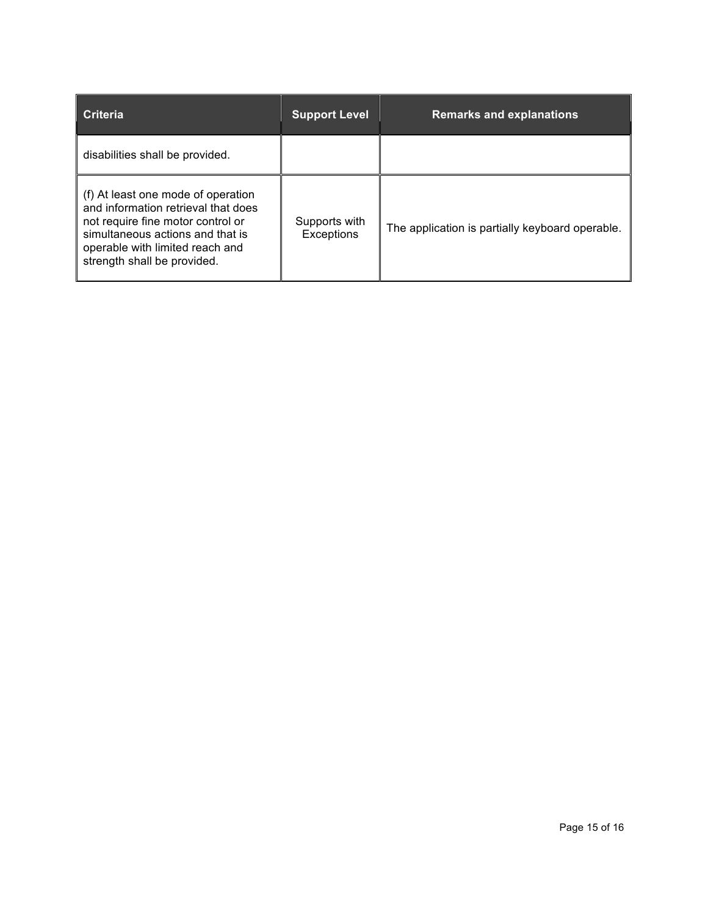| Criteria | Support Level | Remarks and explanations |
| --- | --- | --- |
| disabilities shall be provided. | | |
| (f) At least one mode of operation and information retrieval that does not require fine motor control or simultaneous actions and that is operable with limited reach and strength shall be provided. | Supports with Exceptions | The application is partially keyboard operable. |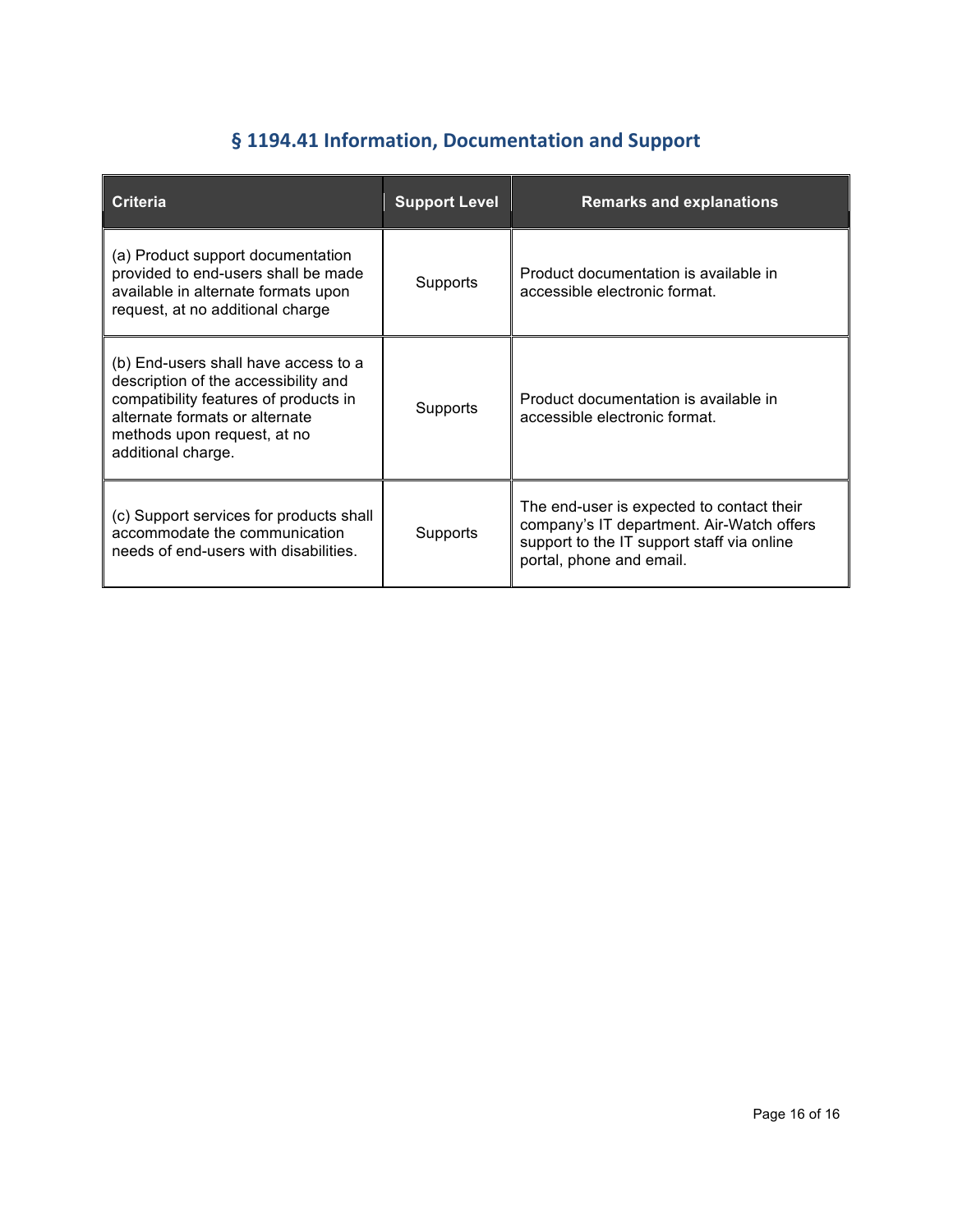## § 1194.41 Information, Documentation and Support

| Criteria | Support Level | Remarks and explanations |
|---|---|---|
| (a) Product support documentation provided to end-users shall be made available in alternate formats upon request, at no additional charge | Supports | Product documentation is available in accessible electronic format. |
| (b) End-users shall have access to a description of the accessibility and compatibility features of products in alternate formats or alternate methods upon request, at no additional charge. | Supports | Product documentation is available in accessible electronic format. |
| (c) Support services for products shall accommodate the communication needs of end-users with disabilities. | Supports | The end-user is expected to contact their company's IT department. Air-Watch offers support to the IT support staff via online portal, phone and email. |